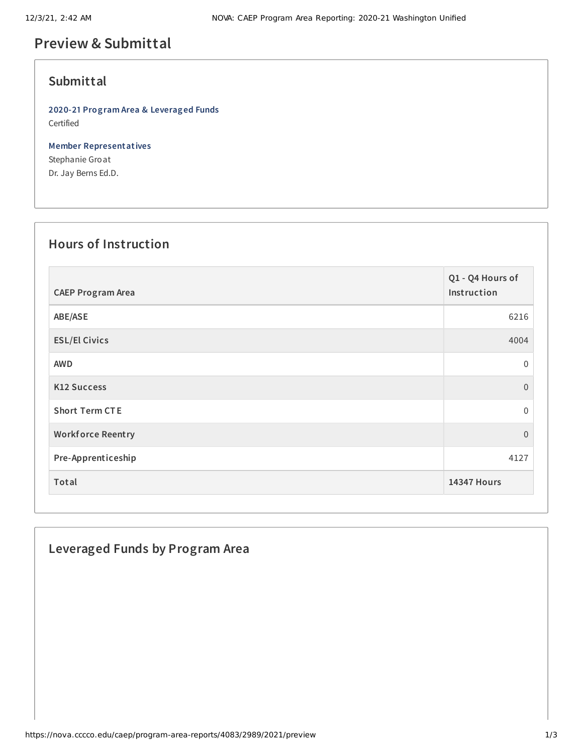# Preview & Submittal

## Submittal

**2020-21 Program Area & Leveraged Funds**
Certified

**Member Representatives**
Stephanie Groat
Dr. Jay Berns Ed.D.

## Hours of Instruction

| CAEP Program Area | Q1 - Q4 Hours of Instruction |
|---|---|
| ABE/ASE | 6216 |
| ESL/El Civics | 4004 |
| AWD | 0 |
| K12 Success | 0 |
| Short Term CTE | 0 |
| Workforce Reentry | 0 |
| Pre-Apprenticeship | 4127 |
| **Total** | **14347 Hours** |

## Leveraged Funds by Program Area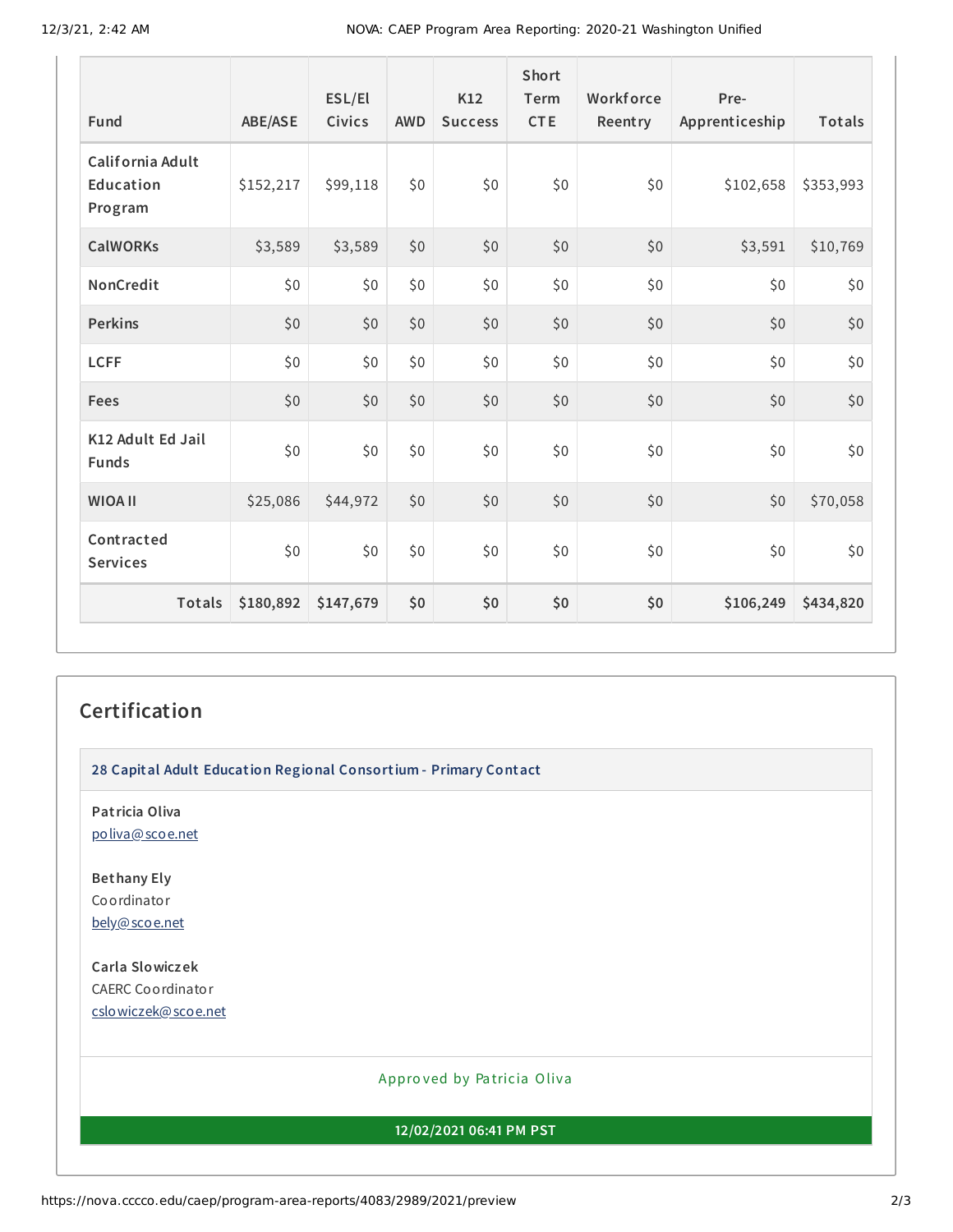| Fund | ABE/ASE | ESL/El Civics | AWD | K12 Success | Short Term CTE | Workforce Reentry | Pre-Apprenticeship | Totals |
|---|---|---|---|---|---|---|---|---|
| California Adult Education Program | $152,217 | $99,118 | $0 | $0 | $0 | $0 | $102,658 | $353,993 |
| CalWORKs | $3,589 | $3,589 | $0 | $0 | $0 | $0 | $3,591 | $10,769 |
| NonCredit | $0 | $0 | $0 | $0 | $0 | $0 | $0 | $0 |
| Perkins | $0 | $0 | $0 | $0 | $0 | $0 | $0 | $0 |
| LCFF | $0 | $0 | $0 | $0 | $0 | $0 | $0 | $0 |
| Fees | $0 | $0 | $0 | $0 | $0 | $0 | $0 | $0 |
| K12 Adult Ed Jail Funds | $0 | $0 | $0 | $0 | $0 | $0 | $0 | $0 |
| WIOA II | $25,086 | $44,972 | $0 | $0 | $0 | $0 | $0 | $70,058 |
| Contracted Services | $0 | $0 | $0 | $0 | $0 | $0 | $0 | $0 |
| **Totals** | **$180,892** | **$147,679** | **$0** | **$0** | **$0** | **$0** | **$106,249** | **$434,820** |

## Certification

**28 Capital Adult Education Regional Consortium - Primary Contact**

**Patricia Oliva**
poliva@scoe.net

**Bethany Ely**
Coordinator
bely@scoe.net

**Carla Slowiczek**
CAERC Coordinator
cslowiczek@scoe.net

Approved by Patricia Oliva

**12/02/2021 06:41 PM PST**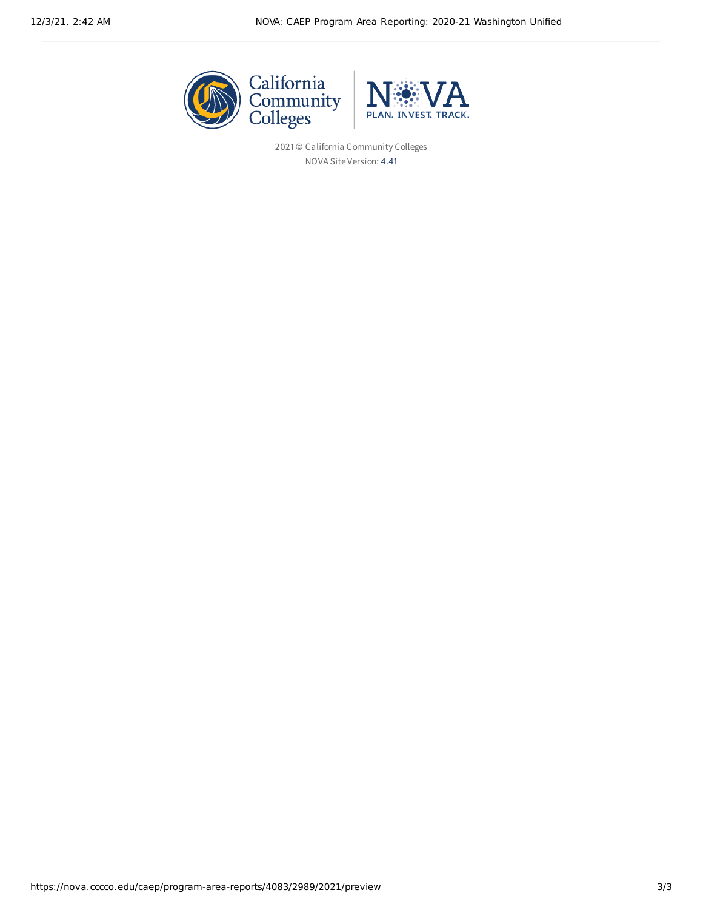2021 © California Community Colleges

NOVA Site Version: 4.41